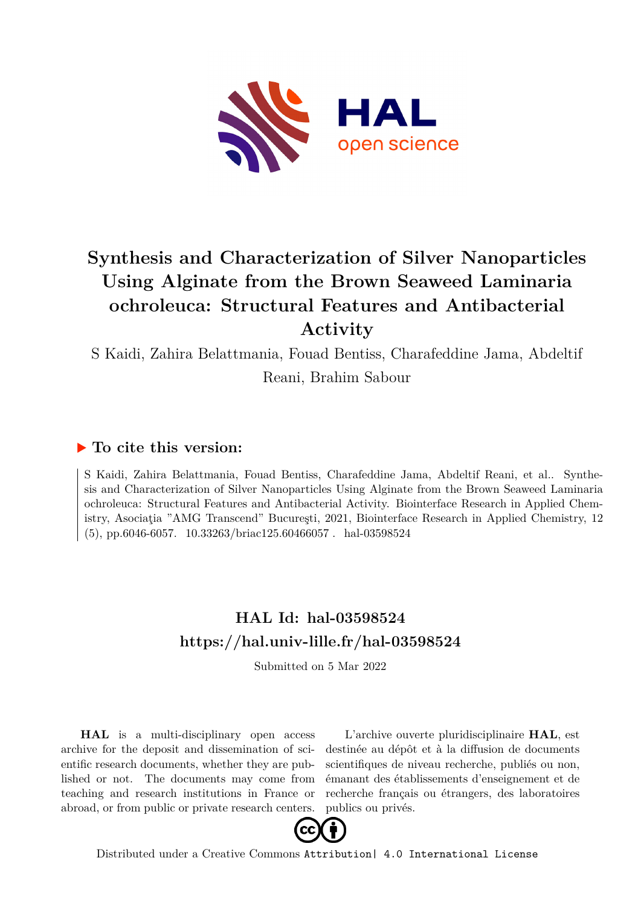# Synthesis and Characterization of Silver Nanoparticles Using Alginate from the Brown Seaweed Laminaria ochroleuca: Structural Features and Antibacterial Activity

S Kaidi, Zahira Belattmania, Fouad Bentiss, Charafeddine Jama, Abdeltif Reani, Brahim Sabour

## To cite this version:

S Kaidi, Zahira Belattmania, Fouad Bentiss, Charafeddine Jama, Abdeltif Reani, et al.. Synthesis and Characterization of Silver Nanoparticles Using Alginate from the Brown Seaweed Laminaria ochroleuca: Structural Features and Antibacterial Activity. Biointerface Research in Applied Chemistry, Asociaţia "AMG Transcend" Bucureşti, 2021, Biointerface Research in Applied Chemistry, 12 (5), pp.6046-6057. 10.33263/briac125.60466057 . hal-03598524

## HAL Id: hal-03598524
## https://hal.univ-lille.fr/hal-03598524

Submitted on 5 Mar 2022

**HAL** is a multi-disciplinary open access archive for the deposit and dissemination of scientific research documents, whether they are published or not. The documents may come from teaching and research institutions in France or abroad, or from public or private research centers.

L'archive ouverte pluridisciplinaire **HAL**, est destinée au dépôt et à la diffusion de documents scientifiques de niveau recherche, publiés ou non, émanant des établissements d'enseignement et de recherche français ou étrangers, des laboratoires publics ou privés.

Distributed under a Creative Commons Attribution| 4.0 International License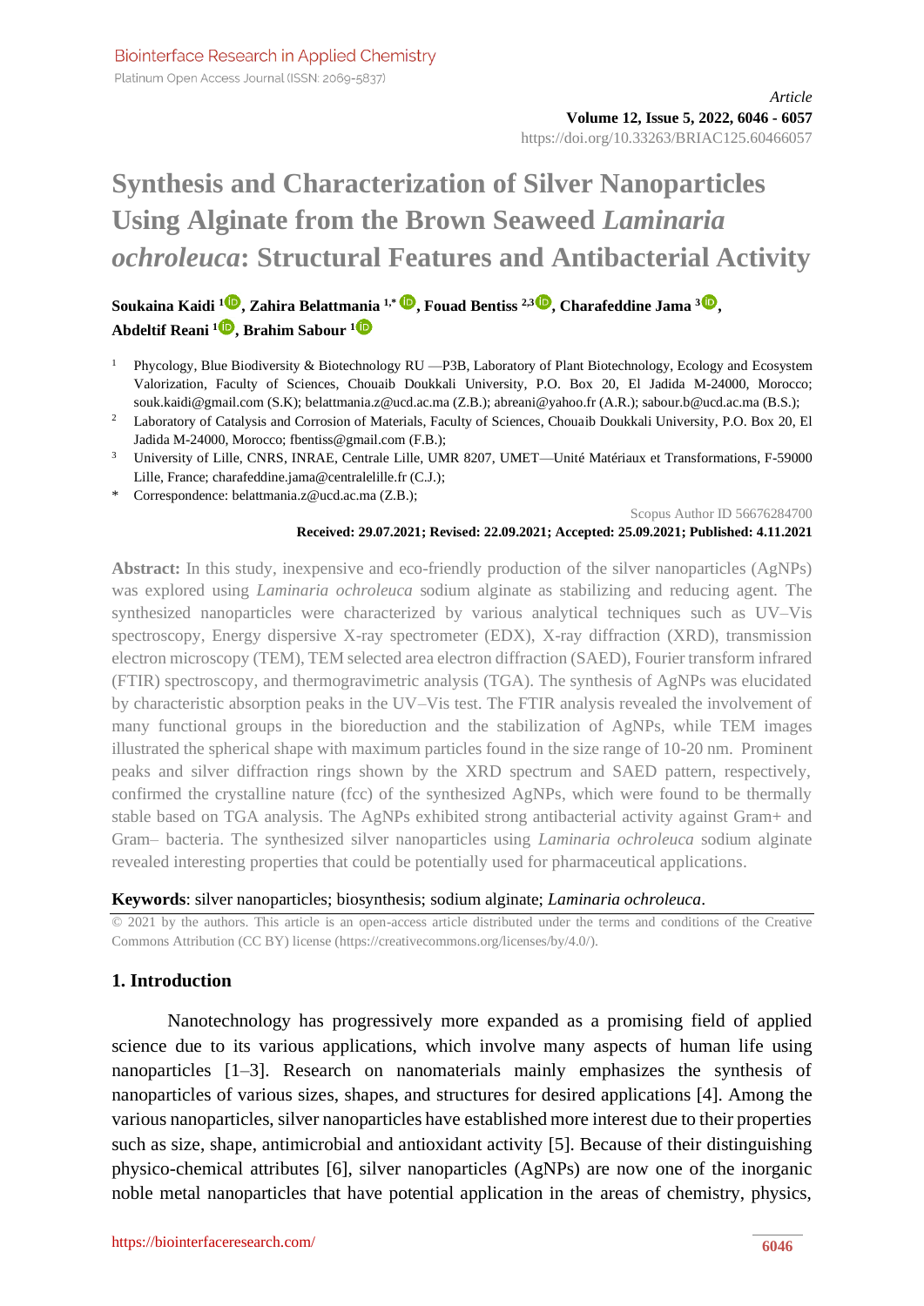Article

**Volume 12, Issue 5, 2022, 6046 - 6057**

https://doi.org/10.33263/BRIAC125.60466057

# Synthesis and Characterization of Silver Nanoparticles Using Alginate from the Brown Seaweed *Laminaria ochroleuca*: Structural Features and Antibacterial Activity

**Soukaina Kaidi [1], Zahira Belattmania [1,*], Fouad Bentiss [2,3], Charafeddine Jama [3], Abdeltif Reani [1], Brahim Sabour [1]**

[1] Phycology, Blue Biodiversity & Biotechnology RU —P3B, Laboratory of Plant Biotechnology, Ecology and Ecosystem Valorization, Faculty of Sciences, Chouaib Doukkali University, P.O. Box 20, El Jadida M-24000, Morocco; souk.kaidi@gmail.com (S.K); belattmania.z@ucd.ac.ma (Z.B.); abreani@yahoo.fr (A.R.); sabour.b@ucd.ac.ma (B.S.);

[2] Laboratory of Catalysis and Corrosion of Materials, Faculty of Sciences, Chouaib Doukkali University, P.O. Box 20, El Jadida M-24000, Morocco; fbentiss@gmail.com (F.B.);

[3] University of Lille, CNRS, INRAE, Centrale Lille, UMR 8207, UMET—Unité Matériaux et Transformations, F-59000 Lille, France; charafeddine.jama@centralelille.fr (C.J.);

\* Correspondence: belattmania.z@ucd.ac.ma (Z.B.);

Scopus Author ID 56676284700

**Received: 29.07.2021; Revised: 22.09.2021; Accepted: 25.09.2021; Published: 4.11.2021**

**Abstract:** In this study, inexpensive and eco-friendly production of the silver nanoparticles (AgNPs) was explored using *Laminaria ochroleuca* sodium alginate as stabilizing and reducing agent. The synthesized nanoparticles were characterized by various analytical techniques such as UV–Vis spectroscopy, Energy dispersive X-ray spectrometer (EDX), X-ray diffraction (XRD), transmission electron microscopy (TEM), TEM selected area electron diffraction (SAED), Fourier transform infrared (FTIR) spectroscopy, and thermogravimetric analysis (TGA). The synthesis of AgNPs was elucidated by characteristic absorption peaks in the UV–Vis test. The FTIR analysis revealed the involvement of many functional groups in the bioreduction and the stabilization of AgNPs, while TEM images illustrated the spherical shape with maximum particles found in the size range of 10-20 nm. Prominent peaks and silver diffraction rings shown by the XRD spectrum and SAED pattern, respectively, confirmed the crystalline nature (fcc) of the synthesized AgNPs, which were found to be thermally stable based on TGA analysis. The AgNPs exhibited strong antibacterial activity against Gram+ and Gram– bacteria. The synthesized silver nanoparticles using *Laminaria ochroleuca* sodium alginate revealed interesting properties that could be potentially used for pharmaceutical applications.

**Keywords**: silver nanoparticles; biosynthesis; sodium alginate; *Laminaria ochroleuca*.

© 2021 by the authors. This article is an open-access article distributed under the terms and conditions of the Creative Commons Attribution (CC BY) license (https://creativecommons.org/licenses/by/4.0/).

## 1. Introduction

Nanotechnology has progressively more expanded as a promising field of applied science due to its various applications, which involve many aspects of human life using nanoparticles [1–3]. Research on nanomaterials mainly emphasizes the synthesis of nanoparticles of various sizes, shapes, and structures for desired applications [4]. Among the various nanoparticles, silver nanoparticles have established more interest due to their properties such as size, shape, antimicrobial and antioxidant activity [5]. Because of their distinguishing physico-chemical attributes [6], silver nanoparticles (AgNPs) are now one of the inorganic noble metal nanoparticles that have potential application in the areas of chemistry, physics,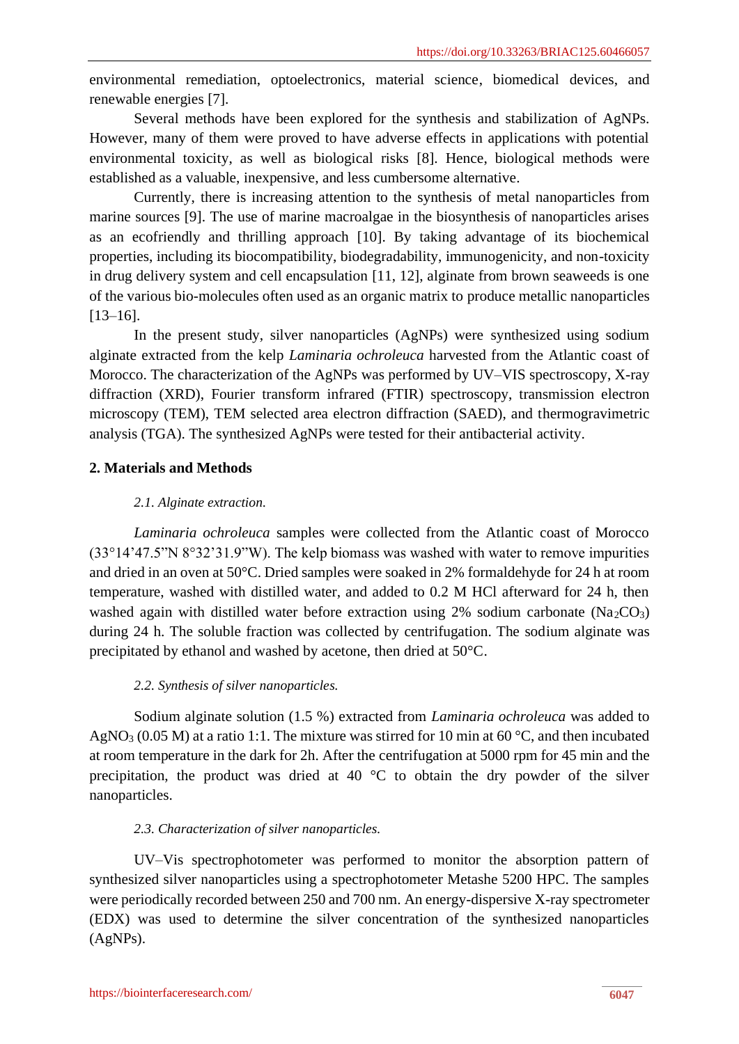environmental remediation, optoelectronics, material science, biomedical devices, and renewable energies [7].

Several methods have been explored for the synthesis and stabilization of AgNPs. However, many of them were proved to have adverse effects in applications with potential environmental toxicity, as well as biological risks [8]. Hence, biological methods were established as a valuable, inexpensive, and less cumbersome alternative.

Currently, there is increasing attention to the synthesis of metal nanoparticles from marine sources [9]. The use of marine macroalgae in the biosynthesis of nanoparticles arises as an ecofriendly and thrilling approach [10]. By taking advantage of its biochemical properties, including its biocompatibility, biodegradability, immunogenicity, and non-toxicity in drug delivery system and cell encapsulation [11, 12], alginate from brown seaweeds is one of the various bio-molecules often used as an organic matrix to produce metallic nanoparticles [13–16].

In the present study, silver nanoparticles (AgNPs) were synthesized using sodium alginate extracted from the kelp *Laminaria ochroleuca* harvested from the Atlantic coast of Morocco. The characterization of the AgNPs was performed by UV–VIS spectroscopy, X-ray diffraction (XRD), Fourier transform infrared (FTIR) spectroscopy, transmission electron microscopy (TEM), TEM selected area electron diffraction (SAED), and thermogravimetric analysis (TGA). The synthesized AgNPs were tested for their antibacterial activity.

## 2. Materials and Methods

### *2.1. Alginate extraction.*

*Laminaria ochroleuca* samples were collected from the Atlantic coast of Morocco (33°14'47.5"N 8°32'31.9"W). The kelp biomass was washed with water to remove impurities and dried in an oven at 50°C. Dried samples were soaked in 2% formaldehyde for 24 h at room temperature, washed with distilled water, and added to 0.2 M HCl afterward for 24 h, then washed again with distilled water before extraction using 2% sodium carbonate ($Na_2CO_3$) during 24 h. The soluble fraction was collected by centrifugation. The sodium alginate was precipitated by ethanol and washed by acetone, then dried at 50°C.

### *2.2. Synthesis of silver nanoparticles.*

Sodium alginate solution (1.5 %) extracted from *Laminaria ochroleuca* was added to $AgNO_3$ (0.05 M) at a ratio 1:1. The mixture was stirred for 10 min at 60 °C, and then incubated at room temperature in the dark for 2h. After the centrifugation at 5000 rpm for 45 min and the precipitation, the product was dried at 40 °C to obtain the dry powder of the silver nanoparticles.

### *2.3. Characterization of silver nanoparticles.*

UV–Vis spectrophotometer was performed to monitor the absorption pattern of synthesized silver nanoparticles using a spectrophotometer Metashe 5200 HPC. The samples were periodically recorded between 250 and 700 nm. An energy-dispersive X-ray spectrometer (EDX) was used to determine the silver concentration of the synthesized nanoparticles (AgNPs).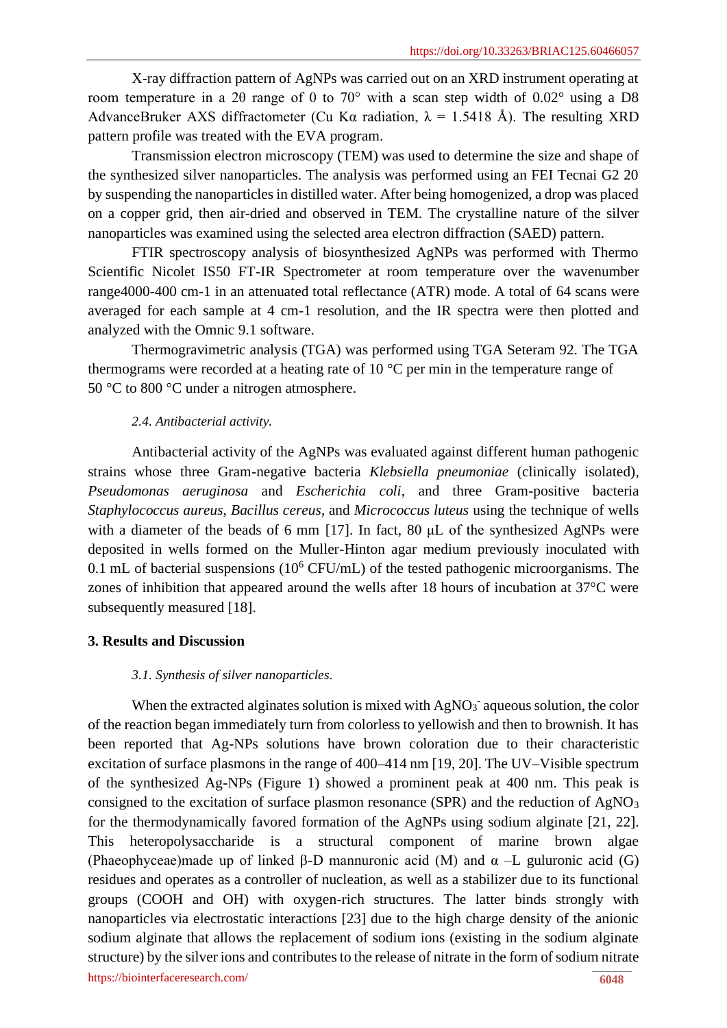X-ray diffraction pattern of AgNPs was carried out on an XRD instrument operating at room temperature in a 2θ range of 0 to 70° with a scan step width of 0.02° using a D8 AdvanceBruker AXS diffractometer (Cu Kα radiation, λ = 1.5418 Å). The resulting XRD pattern profile was treated with the EVA program.

Transmission electron microscopy (TEM) was used to determine the size and shape of the synthesized silver nanoparticles. The analysis was performed using an FEI Tecnai G2 20 by suspending the nanoparticles in distilled water. After being homogenized, a drop was placed on a copper grid, then air-dried and observed in TEM. The crystalline nature of the silver nanoparticles was examined using the selected area electron diffraction (SAED) pattern.

FTIR spectroscopy analysis of biosynthesized AgNPs was performed with Thermo Scientific Nicolet IS50 FT-IR Spectrometer at room temperature over the wavenumber range4000-400 cm-1 in an attenuated total reflectance (ATR) mode. A total of 64 scans were averaged for each sample at 4 cm-1 resolution, and the IR spectra were then plotted and analyzed with the Omnic 9.1 software.

Thermogravimetric analysis (TGA) was performed using TGA Seteram 92. The TGA thermograms were recorded at a heating rate of 10 °C per min in the temperature range of 50 °C to 800 °C under a nitrogen atmosphere.

### *2.4. Antibacterial activity.*

Antibacterial activity of the AgNPs was evaluated against different human pathogenic strains whose three Gram-negative bacteria *Klebsiella pneumoniae* (clinically isolated), *Pseudomonas aeruginosa* and *Escherichia coli*, and three Gram-positive bacteria *Staphylococcus aureus*, *Bacillus cereus*, and *Micrococcus luteus* using the technique of wells with a diameter of the beads of 6 mm [17]. In fact, 80 μL of the synthesized AgNPs were deposited in wells formed on the Muller-Hinton agar medium previously inoculated with 0.1 mL of bacterial suspensions ($10^6$ CFU/mL) of the tested pathogenic microorganisms. The zones of inhibition that appeared around the wells after 18 hours of incubation at 37°C were subsequently measured [18].

## 3. Results and Discussion

### *3.1. Synthesis of silver nanoparticles.*

When the extracted alginates solution is mixed with $AgNO_3^-$ aqueous solution, the color of the reaction began immediately turn from colorless to yellowish and then to brownish. It has been reported that Ag-NPs solutions have brown coloration due to their characteristic excitation of surface plasmons in the range of 400–414 nm [19, 20]. The UV–Visible spectrum of the synthesized Ag-NPs (Figure 1) showed a prominent peak at 400 nm. This peak is consigned to the excitation of surface plasmon resonance (SPR) and the reduction of $AgNO_3$ for the thermodynamically favored formation of the AgNPs using sodium alginate [21, 22]. This heteropolysaccharide is a structural component of marine brown algae (Phaeophyceae)made up of linked β-D mannuronic acid (M) and α –L guluronic acid (G) residues and operates as a controller of nucleation, as well as a stabilizer due to its functional groups (COOH and OH) with oxygen-rich structures. The latter binds strongly with nanoparticles via electrostatic interactions [23] due to the high charge density of the anionic sodium alginate that allows the replacement of sodium ions (existing in the sodium alginate structure) by the silver ions and contributes to the release of nitrate in the form of sodium nitrate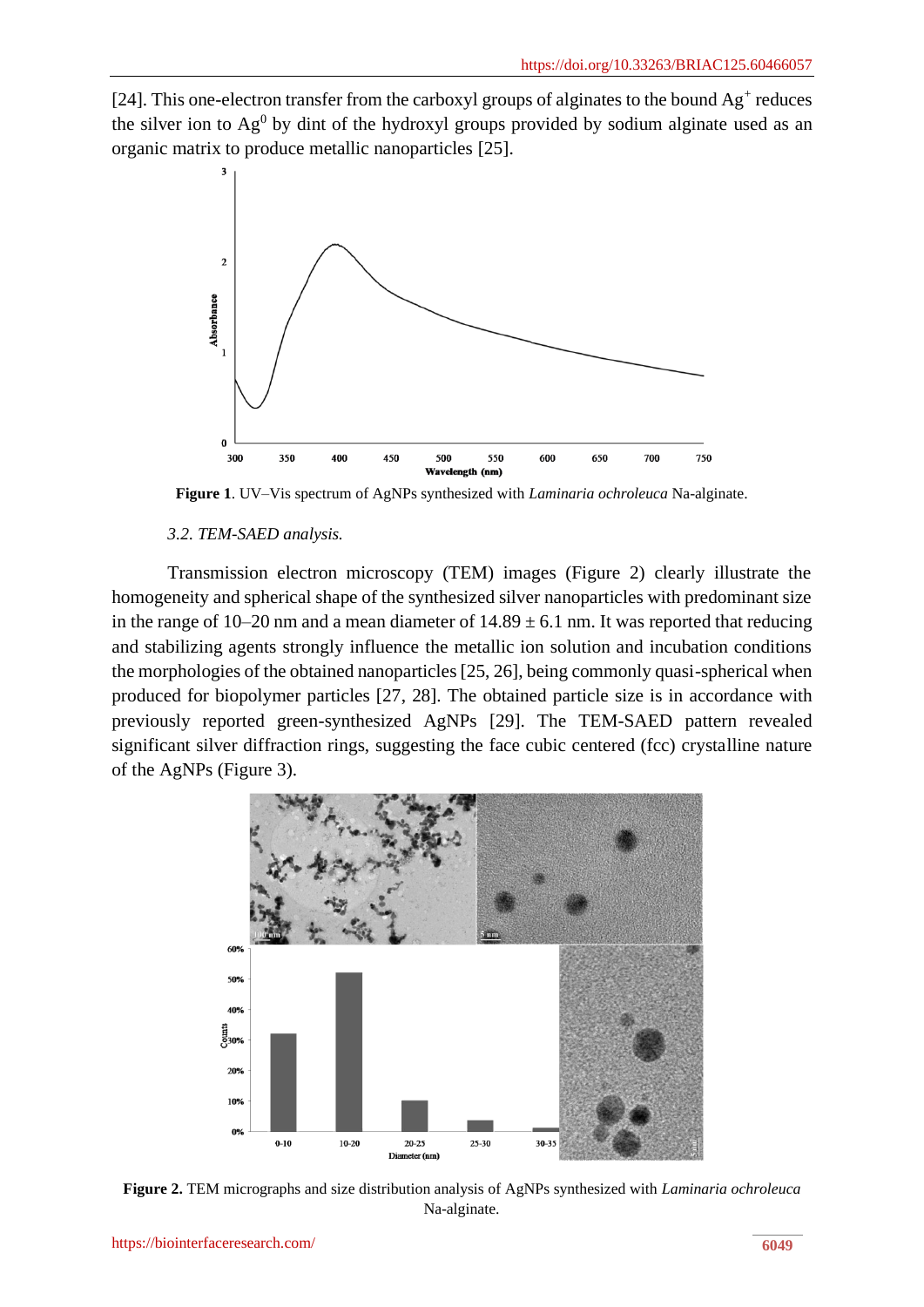[24]. This one-electron transfer from the carboxyl groups of alginates to the bound $Ag^+$ reduces the silver ion to $Ag^0$ by dint of the hydroxyl groups provided by sodium alginate used as an organic matrix to produce metallic nanoparticles [25].

**Figure 1**. UV–Vis spectrum of AgNPs synthesized with *Laminaria ochroleuca* Na-alginate.

### *3.2. TEM-SAED analysis.*

Transmission electron microscopy (TEM) images (Figure 2) clearly illustrate the homogeneity and spherical shape of the synthesized silver nanoparticles with predominant size in the range of 10–20 nm and a mean diameter of 14.89 ± 6.1 nm. It was reported that reducing and stabilizing agents strongly influence the metallic ion solution and incubation conditions the morphologies of the obtained nanoparticles [25, 26], being commonly quasi-spherical when produced for biopolymer particles [27, 28]. The obtained particle size is in accordance with previously reported green-synthesized AgNPs [29]. The TEM-SAED pattern revealed significant silver diffraction rings, suggesting the face cubic centered (fcc) crystalline nature of the AgNPs (Figure 3).

**Figure 2.** TEM micrographs and size distribution analysis of AgNPs synthesized with *Laminaria ochroleuca* Na-alginate.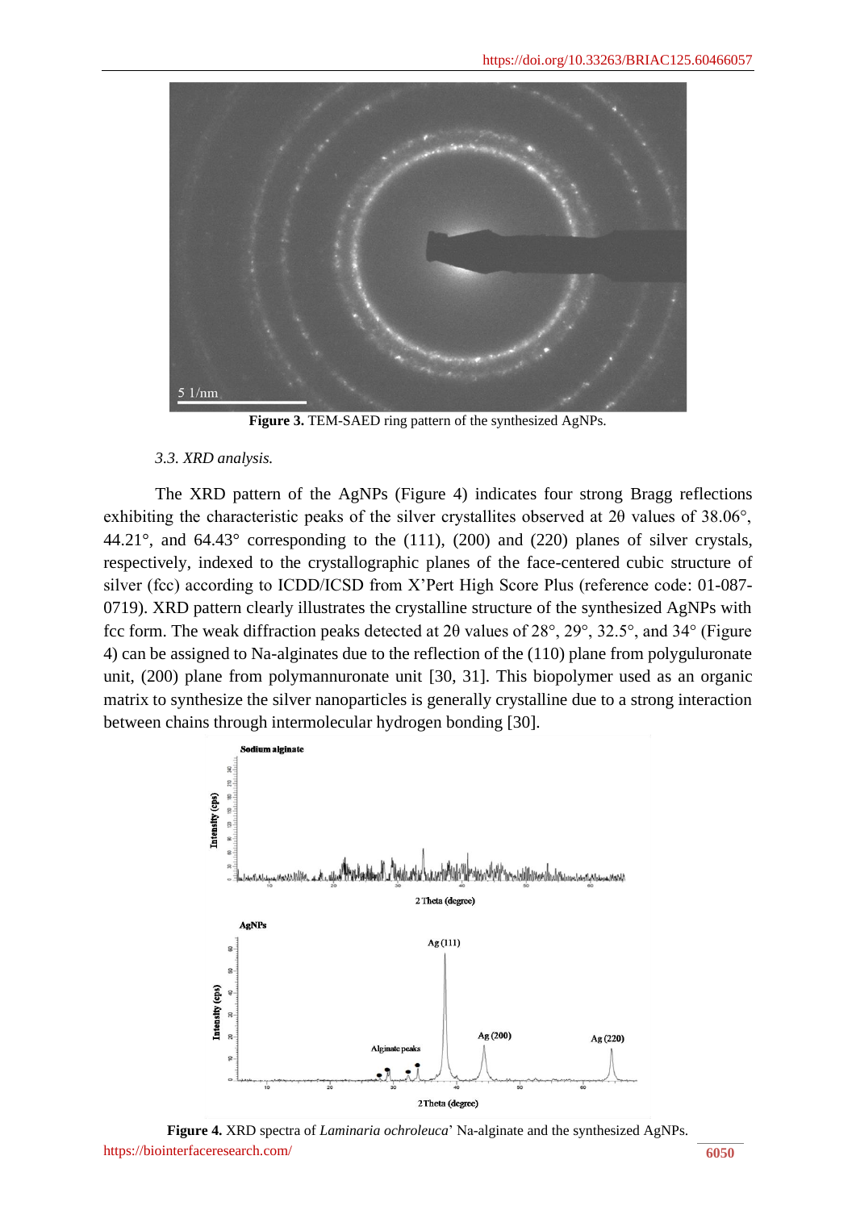**Figure 3.** TEM-SAED ring pattern of the synthesized AgNPs.

### *3.3. XRD analysis.*

The XRD pattern of the AgNPs (Figure 4) indicates four strong Bragg reflections exhibiting the characteristic peaks of the silver crystallites observed at 2θ values of 38.06°, 44.21°, and 64.43° corresponding to the (111), (200) and (220) planes of silver crystals, respectively, indexed to the crystallographic planes of the face-centered cubic structure of silver (fcc) according to ICDD/ICSD from X'Pert High Score Plus (reference code: 01-087-0719). XRD pattern clearly illustrates the crystalline structure of the synthesized AgNPs with fcc form. The weak diffraction peaks detected at 2θ values of 28°, 29°, 32.5°, and 34° (Figure 4) can be assigned to Na-alginates due to the reflection of the (110) plane from polyguluronate unit, (200) plane from polymannuronate unit [30, 31]. This biopolymer used as an organic matrix to synthesize the silver nanoparticles is generally crystalline due to a strong interaction between chains through intermolecular hydrogen bonding [30].

**Figure 4.** XRD spectra of *Laminaria ochroleuca*' Na-alginate and the synthesized AgNPs.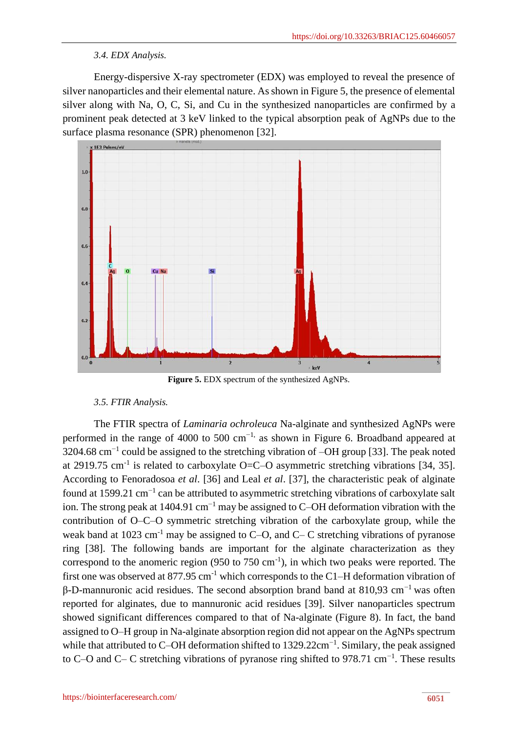*3.4. EDX Analysis.*

Energy-dispersive X-ray spectrometer (EDX) was employed to reveal the presence of silver nanoparticles and their elemental nature. As shown in Figure 5, the presence of elemental silver along with Na, O, C, Si, and Cu in the synthesized nanoparticles are confirmed by a prominent peak detected at 3 keV linked to the typical absorption peak of AgNPs due to the surface plasma resonance (SPR) phenomenon [32].

**Figure 5.** EDX spectrum of the synthesized AgNPs.

*3.5. FTIR Analysis.*

The FTIR spectra of *Laminaria ochroleuca* Na-alginate and synthesized AgNPs were performed in the range of 4000 to 500 $cm^{-1,}$ as shown in Figure 6. Broadband appeared at 3204.68 $cm^{-1}$ could be assigned to the stretching vibration of –OH group [33]. The peak noted at 2919.75 $cm^{-1}$ is related to carboxylate O=C–O asymmetric stretching vibrations [34, 35]. According to Fenoradosoa *et al*. [36] and Leal *et al*. [37], the characteristic peak of alginate found at 1599.21 $cm^{-1}$ can be attributed to asymmetric stretching vibrations of carboxylate salt ion. The strong peak at 1404.91 $cm^{-1}$ may be assigned to C–OH deformation vibration with the contribution of O–C–O symmetric stretching vibration of the carboxylate group, while the weak band at 1023 $cm^{-1}$ may be assigned to C–O, and C– C stretching vibrations of pyranose ring [38]. The following bands are important for the alginate characterization as they correspond to the anomeric region (950 to 750 $cm^{-1}$), in which two peaks were reported. The first one was observed at 877.95 $cm^{-1}$ which corresponds to the C1–H deformation vibration of β-D-mannuronic acid residues. The second absorption brand band at 810,93 $cm^{-1}$ was often reported for alginates, due to mannuronic acid residues [39]. Silver nanoparticles spectrum showed significant differences compared to that of Na-alginate (Figure 8). In fact, the band assigned to O–H group in Na-alginate absorption region did not appear on the AgNPs spectrum while that attributed to C–OH deformation shifted to 1329.22$cm^{-1}$. Similary, the peak assigned to C–O and C– C stretching vibrations of pyranose ring shifted to 978.71 $cm^{-1}$. These results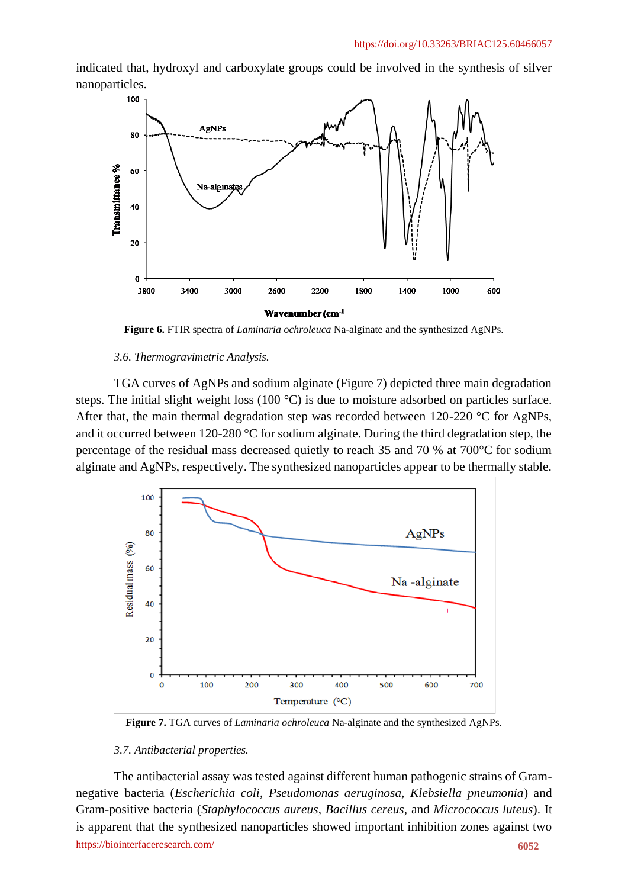indicated that, hydroxyl and carboxylate groups could be involved in the synthesis of silver nanoparticles.

**Figure 6.** FTIR spectra of *Laminaria ochroleuca* Na-alginate and the synthesized AgNPs.

*3.6. Thermogravimetric Analysis.*

TGA curves of AgNPs and sodium alginate (Figure 7) depicted three main degradation steps. The initial slight weight loss (100 °C) is due to moisture adsorbed on particles surface. After that, the main thermal degradation step was recorded between 120-220 °C for AgNPs, and it occurred between 120-280 °C for sodium alginate. During the third degradation step, the percentage of the residual mass decreased quietly to reach 35 and 70 % at 700°C for sodium alginate and AgNPs, respectively. The synthesized nanoparticles appear to be thermally stable.

**Figure 7.** TGA curves of *Laminaria ochroleuca* Na-alginate and the synthesized AgNPs.

*3.7. Antibacterial properties.*

The antibacterial assay was tested against different human pathogenic strains of Gram-negative bacteria (*Escherichia coli*, *Pseudomonas aeruginosa*, *Klebsiella pneumonia*) and Gram-positive bacteria (*Staphylococcus aureus*, *Bacillus cereus*, and *Micrococcus luteus*). It is apparent that the synthesized nanoparticles showed important inhibition zones against two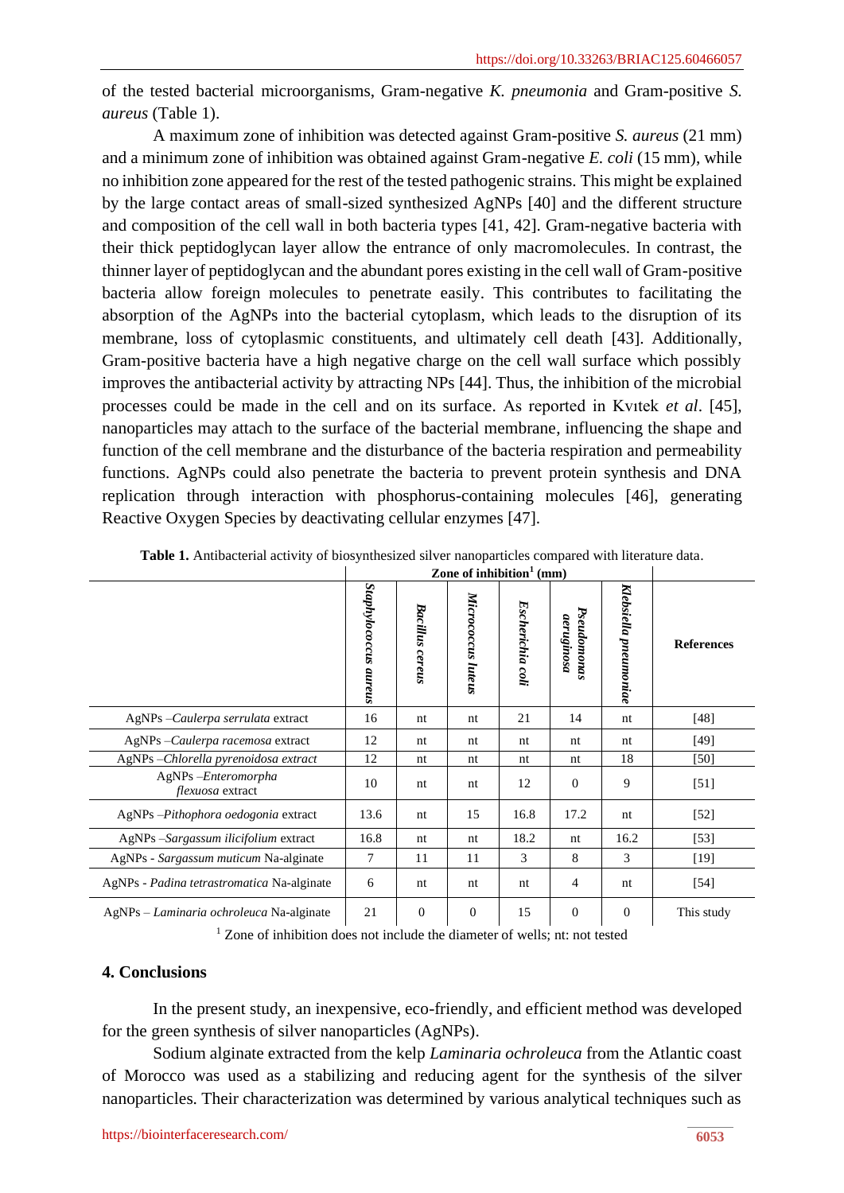of the tested bacterial microorganisms, Gram-negative *K. pneumonia* and Gram-positive *S. aureus* (Table 1).

A maximum zone of inhibition was detected against Gram-positive *S. aureus* (21 mm) and a minimum zone of inhibition was obtained against Gram-negative *E. coli* (15 mm), while no inhibition zone appeared for the rest of the tested pathogenic strains. This might be explained by the large contact areas of small-sized synthesized AgNPs [40] and the different structure and composition of the cell wall in both bacteria types [41, 42]. Gram-negative bacteria with their thick peptidoglycan layer allow the entrance of only macromolecules. In contrast, the thinner layer of peptidoglycan and the abundant pores existing in the cell wall of Gram-positive bacteria allow foreign molecules to penetrate easily. This contributes to facilitating the absorption of the AgNPs into the bacterial cytoplasm, which leads to the disruption of its membrane, loss of cytoplasmic constituents, and ultimately cell death [43]. Additionally, Gram-positive bacteria have a high negative charge on the cell wall surface which possibly improves the antibacterial activity by attracting NPs [44]. Thus, the inhibition of the microbial processes could be made in the cell and on its surface. As reported in Kvıtek *et al*. [45], nanoparticles may attach to the surface of the bacterial membrane, influencing the shape and function of the cell membrane and the disturbance of the bacteria respiration and permeability functions. AgNPs could also penetrate the bacteria to prevent protein synthesis and DNA replication through interaction with phosphorus-containing molecules [46], generating Reactive Oxygen Species by deactivating cellular enzymes [47].

**Table 1.** Antibacterial activity of biosynthesized silver nanoparticles compared with literature data.

| | Zone of inhibition[1] (mm) | | | | | | |
|---|---|---|---|---|---|---|---|
| | *Staphylococcus aureus* | *Bacillus cereus* | *Micrococcus luteus* | *Escherichia coli* | *Pseudomonas aeruginosa* | *Klebsiella pneumoniae* | **References** |
| AgNPs –*Caulerpa serrulata* extract | 16 | nt | nt | 21 | 14 | nt | [48] |
| AgNPs –*Caulerpa racemosa* extract | 12 | nt | nt | nt | nt | nt | [49] |
| AgNPs –*Chlorella pyrenoidosa extract* | 12 | nt | nt | nt | nt | 18 | [50] |
| AgNPs –*Enteromorpha flexuosa* extract | 10 | nt | nt | 12 | 0 | 9 | [51] |
| AgNPs –*Pithophora oedogonia* extract | 13.6 | nt | 15 | 16.8 | 17.2 | nt | [52] |
| AgNPs –*Sargassum ilicifolium* extract | 16.8 | nt | nt | 18.2 | nt | 16.2 | [53] |
| AgNPs - *Sargassum muticum* Na-alginate | 7 | 11 | 11 | 3 | 8 | 3 | [19] |
| AgNPs - *Padina tetrastromatica* Na-alginate | 6 | nt | nt | nt | 4 | nt | [54] |
| AgNPs – *Laminaria ochroleuca* Na-alginate | 21 | 0 | 0 | 15 | 0 | 0 | This study |

[1] Zone of inhibition does not include the diameter of wells; nt: not tested

## 4. Conclusions

In the present study, an inexpensive, eco-friendly, and efficient method was developed for the green synthesis of silver nanoparticles (AgNPs).

Sodium alginate extracted from the kelp *Laminaria ochroleuca* from the Atlantic coast of Morocco was used as a stabilizing and reducing agent for the synthesis of the silver nanoparticles. Their characterization was determined by various analytical techniques such as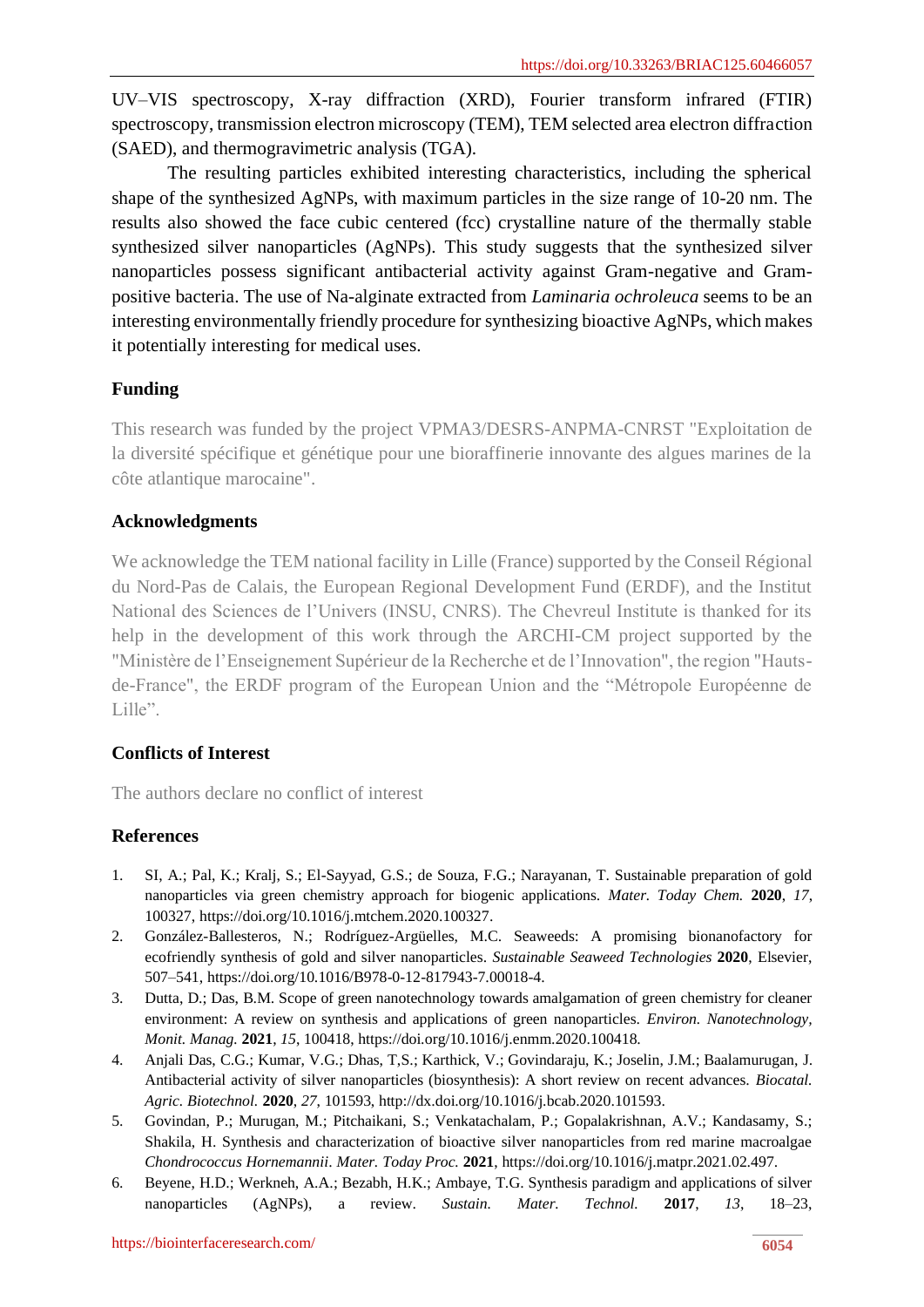UV–VIS spectroscopy, X-ray diffraction (XRD), Fourier transform infrared (FTIR) spectroscopy, transmission electron microscopy (TEM), TEM selected area electron diffraction (SAED), and thermogravimetric analysis (TGA).

The resulting particles exhibited interesting characteristics, including the spherical shape of the synthesized AgNPs, with maximum particles in the size range of 10-20 nm. The results also showed the face cubic centered (fcc) crystalline nature of the thermally stable synthesized silver nanoparticles (AgNPs). This study suggests that the synthesized silver nanoparticles possess significant antibacterial activity against Gram-negative and Gram-positive bacteria. The use of Na-alginate extracted from *Laminaria ochroleuca* seems to be an interesting environmentally friendly procedure for synthesizing bioactive AgNPs, which makes it potentially interesting for medical uses.

## Funding

This research was funded by the project VPMA3/DESRS-ANPMA-CNRST "Exploitation de la diversité spécifique et génétique pour une bioraffinerie innovante des algues marines de la côte atlantique marocaine".

## Acknowledgments

We acknowledge the TEM national facility in Lille (France) supported by the Conseil Régional du Nord-Pas de Calais, the European Regional Development Fund (ERDF), and the Institut National des Sciences de l'Univers (INSU, CNRS). The Chevreul Institute is thanked for its help in the development of this work through the ARCHI-CM project supported by the "Ministère de l'Enseignement Supérieur de la Recherche et de l'Innovation", the region "Hauts-de-France", the ERDF program of the European Union and the "Métropole Européenne de Lille".

## Conflicts of Interest

The authors declare no conflict of interest

## References

1. SI, A.; Pal, K.; Kralj, S.; El-Sayyad, G.S.; de Souza, F.G.; Narayanan, T. Sustainable preparation of gold nanoparticles via green chemistry approach for biogenic applications. *Mater. Today Chem.* **2020**, *17*, 100327, https://doi.org/10.1016/j.mtchem.2020.100327.
2. González-Ballesteros, N.; Rodríguez-Argüelles, M.C. Seaweeds: A promising bionanofactory for ecofriendly synthesis of gold and silver nanoparticles. *Sustainable Seaweed Technologies* **2020**, Elsevier, 507–541, https://doi.org/10.1016/B978-0-12-817943-7.00018-4.
3. Dutta, D.; Das, B.M. Scope of green nanotechnology towards amalgamation of green chemistry for cleaner environment: A review on synthesis and applications of green nanoparticles. *Environ. Nanotechnology, Monit. Manag.* **2021**, *15*, 100418, https://doi.org/10.1016/j.enmm.2020.100418.
4. Anjali Das, C.G.; Kumar, V.G.; Dhas, T,S.; Karthick, V.; Govindaraju, K.; Joselin, J.M.; Baalamurugan, J. Antibacterial activity of silver nanoparticles (biosynthesis): A short review on recent advances. *Biocatal. Agric. Biotechnol.* **2020**, *27*, 101593, http://dx.doi.org/10.1016/j.bcab.2020.101593.
5. Govindan, P.; Murugan, M.; Pitchaikani, S.; Venkatachalam, P.; Gopalakrishnan, A.V.; Kandasamy, S.; Shakila, H. Synthesis and characterization of bioactive silver nanoparticles from red marine macroalgae *Chondrococcus Hornemannii*. *Mater. Today Proc.* **2021**, https://doi.org/10.1016/j.matpr.2021.02.497.
6. Beyene, H.D.; Werkneh, A.A.; Bezabh, H.K.; Ambaye, T.G. Synthesis paradigm and applications of silver nanoparticles (AgNPs), a review. *Sustain. Mater. Technol.* **2017**, *13*, 18–23,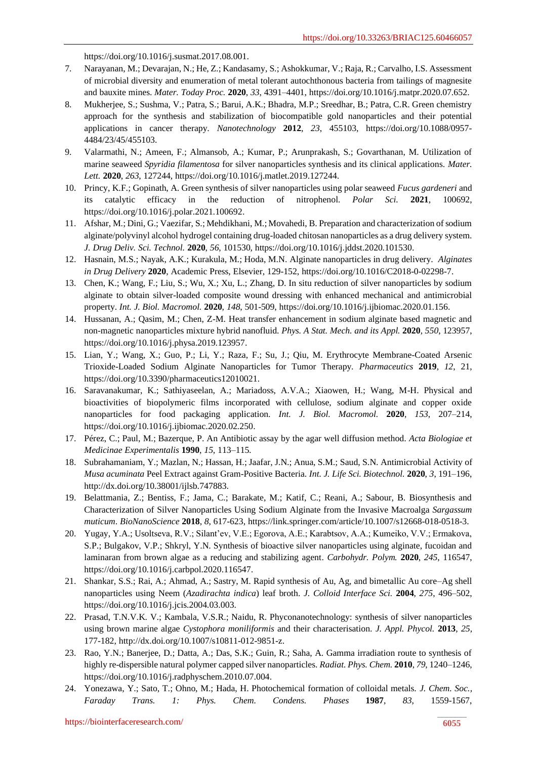https://doi.org/10.1016/j.susmat.2017.08.001.

7. Narayanan, M.; Devarajan, N.; He, Z.; Kandasamy, S.; Ashokkumar, V.; Raja, R.; Carvalho, I.S. Assessment of microbial diversity and enumeration of metal tolerant autochthonous bacteria from tailings of magnesite and bauxite mines. *Mater. Today Proc.* **2020**, *33*, 4391–4401, https://doi.org/10.1016/j.matpr.2020.07.652.
8. Mukherjee, S.; Sushma, V.; Patra, S.; Barui, A.K.; Bhadra, M.P.; Sreedhar, B.; Patra, C.R. Green chemistry approach for the synthesis and stabilization of biocompatible gold nanoparticles and their potential applications in cancer therapy. *Nanotechnology* **2012**, *23*, 455103, https://doi.org/10.1088/0957-4484/23/45/455103.
9. Valarmathi, N.; Ameen, F.; Almansob, A.; Kumar, P.; Arunprakash, S.; Govarthanan, M. Utilization of marine seaweed *Spyridia filamentosa* for silver nanoparticles synthesis and its clinical applications. *Mater. Lett.* **2020**, *263*, 127244, https://doi.org/10.1016/j.matlet.2019.127244.
10. Princy, K.F.; Gopinath, A. Green synthesis of silver nanoparticles using polar seaweed *Fucus gardeneri* and its catalytic efficacy in the reduction of nitrophenol. *Polar Sci.* **2021**, 100692, https://doi.org/10.1016/j.polar.2021.100692.
11. Afshar, M.; Dini, G.; Vaezifar, S.; Mehdikhani, M.; Movahedi, B. Preparation and characterization of sodium alginate/polyvinyl alcohol hydrogel containing drug-loaded chitosan nanoparticles as a drug delivery system. *J. Drug Deliv. Sci. Technol.* **2020**, *56*, 101530, https://doi.org/10.1016/j.jddst.2020.101530.
12. Hasnain, M.S.; Nayak, A.K.; Kurakula, M.; Hoda, M.N. Alginate nanoparticles in drug delivery. *Alginates in Drug Delivery* **2020**, Academic Press, Elsevier, 129-152, https://doi.org/10.1016/C2018-0-02298-7.
13. Chen, K.; Wang, F.; Liu, S.; Wu, X.; Xu, L.; Zhang, D. In situ reduction of silver nanoparticles by sodium alginate to obtain silver-loaded composite wound dressing with enhanced mechanical and antimicrobial property. *Int. J. Biol. Macromol.* **2020**, *148*, 501-509, https://doi.org/10.1016/j.ijbiomac.2020.01.156.
14. Hussanan, A.; Qasim, M.; Chen, Z-M. Heat transfer enhancement in sodium alginate based magnetic and non-magnetic nanoparticles mixture hybrid nanofluid. *Phys. A Stat. Mech. and its Appl.* **2020**, *550*, 123957, https://doi.org/10.1016/j.physa.2019.123957.
15. Lian, Y.; Wang, X.; Guo, P.; Li, Y.; Raza, F.; Su, J.; Qiu, M. Erythrocyte Membrane-Coated Arsenic Trioxide-Loaded Sodium Alginate Nanoparticles for Tumor Therapy. *Pharmaceutics* **2019**, *12*, 21, https://doi.org/10.3390/pharmaceutics12010021.
16. Saravanakumar, K.; Sathiyaseelan, A.; Mariadoss, A.V.A.; Xiaowen, H.; Wang, M-H. Physical and bioactivities of biopolymeric films incorporated with cellulose, sodium alginate and copper oxide nanoparticles for food packaging application. *Int. J. Biol. Macromol.* **2020**, *153*, 207–214, https://doi.org/10.1016/j.ijbiomac.2020.02.250.
17. Pérez, C.; Paul, M.; Bazerque, P. An Antibiotic assay by the agar well diffusion method. *Acta Biologiae et Medicinae Experimentalis* **1990**, *15*, 113–115.
18. Subrahamaniam, Y.; Mazlan, N.; Hassan, H.; Jaafar, J.N.; Anua, S.M.; Saud, S.N. Antimicrobial Activity of *Musa acuminata* Peel Extract against Gram-Positive Bacteria. *Int. J. Life Sci. Biotechnol.* **2020**, *3*, 191–196, http://dx.doi.org/10.38001/ijlsb.747883.
19. Belattmania, Z.; Bentiss, F.; Jama, C.; Barakate, M.; Katif, C.; Reani, A.; Sabour, B. Biosynthesis and Characterization of Silver Nanoparticles Using Sodium Alginate from the Invasive Macroalga *Sargassum muticum*. *BioNanoScience* **2018**, *8*, 617-623, https://link.springer.com/article/10.1007/s12668-018-0518-3.
20. Yugay, Y.A.; Usoltseva, R.V.; Silant'ev, V.E.; Egorova, A.E.; Karabtsov, A.A.; Kumeiko, V.V.; Ermakova, S.P.; Bulgakov, V.P.; Shkryl, Y.N. Synthesis of bioactive silver nanoparticles using alginate, fucoidan and laminaran from brown algae as a reducing and stabilizing agent. *Carbohydr. Polym.* **2020**, *245*, 116547, https://doi.org/10.1016/j.carbpol.2020.116547.
21. Shankar, S.S.; Rai, A.; Ahmad, A.; Sastry, M. Rapid synthesis of Au, Ag, and bimetallic Au core–Ag shell nanoparticles using Neem (*Azadirachta indica*) leaf broth. *J. Colloid Interface Sci.* **2004**, *275*, 496–502, https://doi.org/10.1016/j.jcis.2004.03.003.
22. Prasad, T.N.V.K. V.; Kambala, V.S.R.; Naidu, R. Phyconanotechnology: synthesis of silver nanoparticles using brown marine algae *Cystophora moniliformis* and their characterisation. *J. Appl. Phycol.* **2013**, *25*, 177-182, http://dx.doi.org/10.1007/s10811-012-9851-z.
23. Rao, Y.N.; Banerjee, D.; Datta, A.; Das, S.K.; Guin, R.; Saha, A. Gamma irradiation route to synthesis of highly re-dispersible natural polymer capped silver nanoparticles. *Radiat. Phys. Chem.* **2010**, *79*, 1240–1246, https://doi.org/10.1016/j.radphyschem.2010.07.004.
24. Yonezawa, Y.; Sato, T.; Ohno, M.; Hada, H. Photochemical formation of colloidal metals. *J. Chem. Soc., Faraday Trans. 1: Phys. Chem. Condens. Phases* **1987**, *83*, 1559-1567,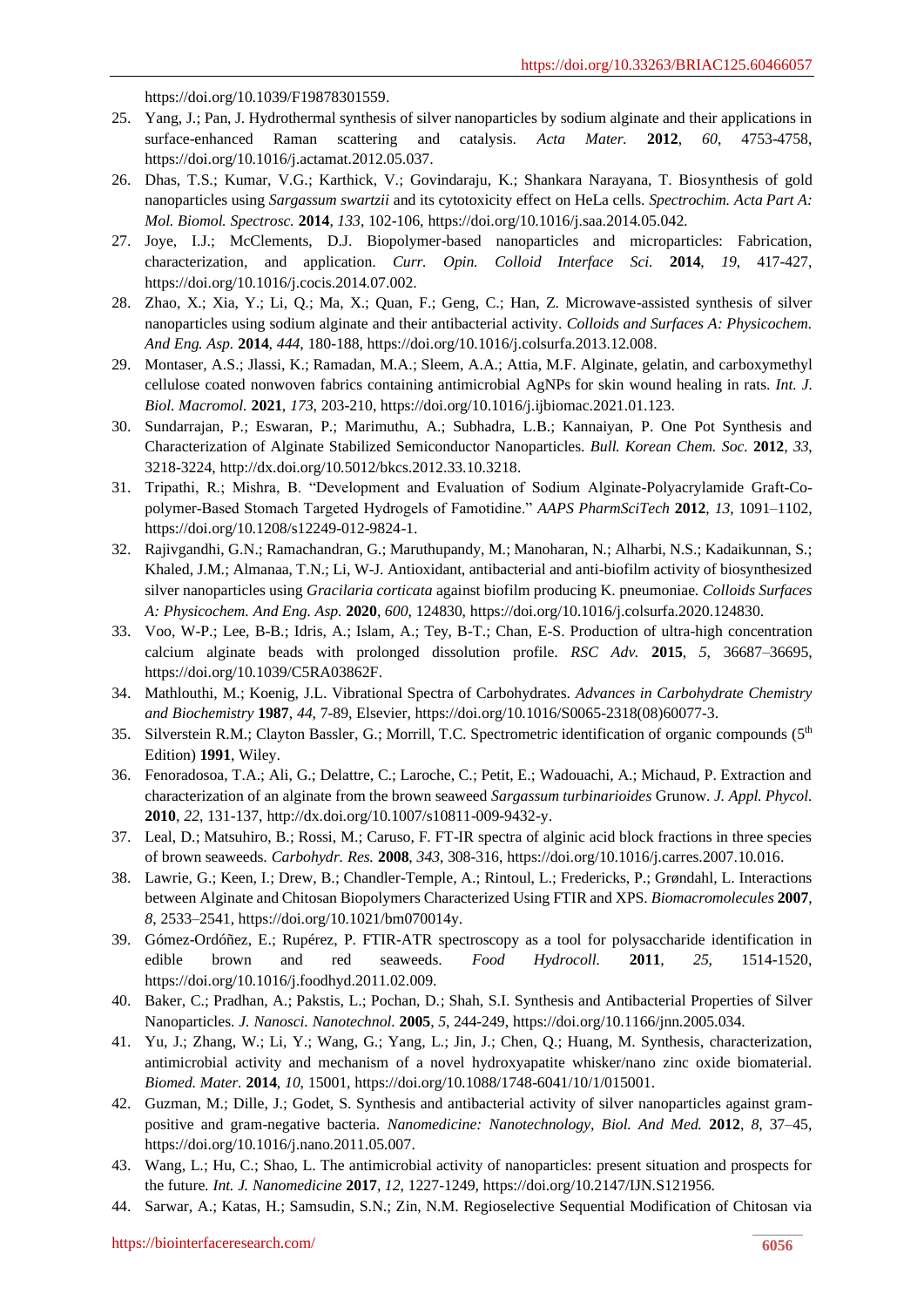https://doi.org/10.1039/F19878301559.

25. Yang, J.; Pan, J. Hydrothermal synthesis of silver nanoparticles by sodium alginate and their applications in surface-enhanced Raman scattering and catalysis. *Acta Mater.* **2012**, *60*, 4753-4758, https://doi.org/10.1016/j.actamat.2012.05.037.
26. Dhas, T.S.; Kumar, V.G.; Karthick, V.; Govindaraju, K.; Shankara Narayana, T. Biosynthesis of gold nanoparticles using *Sargassum swartzii* and its cytotoxicity effect on HeLa cells. *Spectrochim. Acta Part A: Mol. Biomol. Spectrosc.* **2014**, *133*, 102-106, https://doi.org/10.1016/j.saa.2014.05.042.
27. Joye, I.J.; McClements, D.J. Biopolymer-based nanoparticles and microparticles: Fabrication, characterization, and application. *Curr. Opin. Colloid Interface Sci.* **2014**, *19*, 417-427, https://doi.org/10.1016/j.cocis.2014.07.002.
28. Zhao, X.; Xia, Y.; Li, Q.; Ma, X.; Quan, F.; Geng, C.; Han, Z. Microwave-assisted synthesis of silver nanoparticles using sodium alginate and their antibacterial activity. *Colloids and Surfaces A: Physicochem. And Eng. Asp.* **2014**, *444*, 180-188, https://doi.org/10.1016/j.colsurfa.2013.12.008.
29. Montaser, A.S.; Jlassi, K.; Ramadan, M.A.; Sleem, A.A.; Attia, M.F. Alginate, gelatin, and carboxymethyl cellulose coated nonwoven fabrics containing antimicrobial AgNPs for skin wound healing in rats. *Int. J. Biol. Macromol.* **2021**, *173*, 203-210, https://doi.org/10.1016/j.ijbiomac.2021.01.123.
30. Sundarrajan, P.; Eswaran, P.; Marimuthu, A.; Subhadra, L.B.; Kannaiyan, P. One Pot Synthesis and Characterization of Alginate Stabilized Semiconductor Nanoparticles. *Bull. Korean Chem. Soc.* **2012**, *33*, 3218-3224, http://dx.doi.org/10.5012/bkcs.2012.33.10.3218.
31. Tripathi, R.; Mishra, B. "Development and Evaluation of Sodium Alginate-Polyacrylamide Graft-Co-polymer-Based Stomach Targeted Hydrogels of Famotidine." *AAPS PharmSciTech* **2012**, *13*, 1091–1102, https://doi.org/10.1208/s12249-012-9824-1.
32. Rajivgandhi, G.N.; Ramachandran, G.; Maruthupandy, M.; Manoharan, N.; Alharbi, N.S.; Kadaikunnan, S.; Khaled, J.M.; Almanaa, T.N.; Li, W-J. Antioxidant, antibacterial and anti-biofilm activity of biosynthesized silver nanoparticles using *Gracilaria corticata* against biofilm producing K. pneumoniae. *Colloids Surfaces A: Physicochem. And Eng. Asp.* **2020**, *600*, 124830, https://doi.org/10.1016/j.colsurfa.2020.124830.
33. Voo, W-P.; Lee, B-B.; Idris, A.; Islam, A.; Tey, B-T.; Chan, E-S. Production of ultra-high concentration calcium alginate beads with prolonged dissolution profile. *RSC Adv.* **2015**, *5*, 36687–36695, https://doi.org/10.1039/C5RA03862F.
34. Mathlouthi, M.; Koenig, J.L. Vibrational Spectra of Carbohydrates. *Advances in Carbohydrate Chemistry and Biochemistry* **1987**, *44*, 7-89, Elsevier, https://doi.org/10.1016/S0065-2318(08)60077-3.
35. Silverstein R.M.; Clayton Bassler, G.; Morrill, T.C. Spectrometric identification of organic compounds (5th Edition) **1991**, Wiley.
36. Fenoradosoa, T.A.; Ali, G.; Delattre, C.; Laroche, C.; Petit, E.; Wadouachi, A.; Michaud, P. Extraction and characterization of an alginate from the brown seaweed *Sargassum turbinarioides* Grunow. *J. Appl. Phycol.* **2010**, *22*, 131-137, http://dx.doi.org/10.1007/s10811-009-9432-y.
37. Leal, D.; Matsuhiro, B.; Rossi, M.; Caruso, F. FT-IR spectra of alginic acid block fractions in three species of brown seaweeds. *Carbohydr. Res.* **2008**, *343*, 308-316, https://doi.org/10.1016/j.carres.2007.10.016.
38. Lawrie, G.; Keen, I.; Drew, B.; Chandler-Temple, A.; Rintoul, L.; Fredericks, P.; Grøndahl, L. Interactions between Alginate and Chitosan Biopolymers Characterized Using FTIR and XPS. *Biomacromolecules* **2007**, *8*, 2533–2541, https://doi.org/10.1021/bm070014y.
39. Gómez-Ordóñez, E.; Rupérez, P. FTIR-ATR spectroscopy as a tool for polysaccharide identification in edible brown and red seaweeds. *Food Hydrocoll.* **2011**, *25*, 1514-1520, https://doi.org/10.1016/j.foodhyd.2011.02.009.
40. Baker, C.; Pradhan, A.; Pakstis, L.; Pochan, D.; Shah, S.I. Synthesis and Antibacterial Properties of Silver Nanoparticles. *J. Nanosci. Nanotechnol.* **2005**, *5*, 244-249, https://doi.org/10.1166/jnn.2005.034.
41. Yu, J.; Zhang, W.; Li, Y.; Wang, G.; Yang, L.; Jin, J.; Chen, Q.; Huang, M. Synthesis, characterization, antimicrobial activity and mechanism of a novel hydroxyapatite whisker/nano zinc oxide biomaterial. *Biomed. Mater.* **2014**, *10*, 15001, https://doi.org/10.1088/1748-6041/10/1/015001.
42. Guzman, M.; Dille, J.; Godet, S. Synthesis and antibacterial activity of silver nanoparticles against gram-positive and gram-negative bacteria. *Nanomedicine: Nanotechnology, Biol. And Med.* **2012**, *8*, 37–45, https://doi.org/10.1016/j.nano.2011.05.007.
43. Wang, L.; Hu, C.; Shao, L. The antimicrobial activity of nanoparticles: present situation and prospects for the future. *Int. J. Nanomedicine* **2017**, *12*, 1227-1249, https://doi.org/10.2147/IJN.S121956.
44. Sarwar, A.; Katas, H.; Samsudin, S.N.; Zin, N.M. Regioselective Sequential Modification of Chitosan via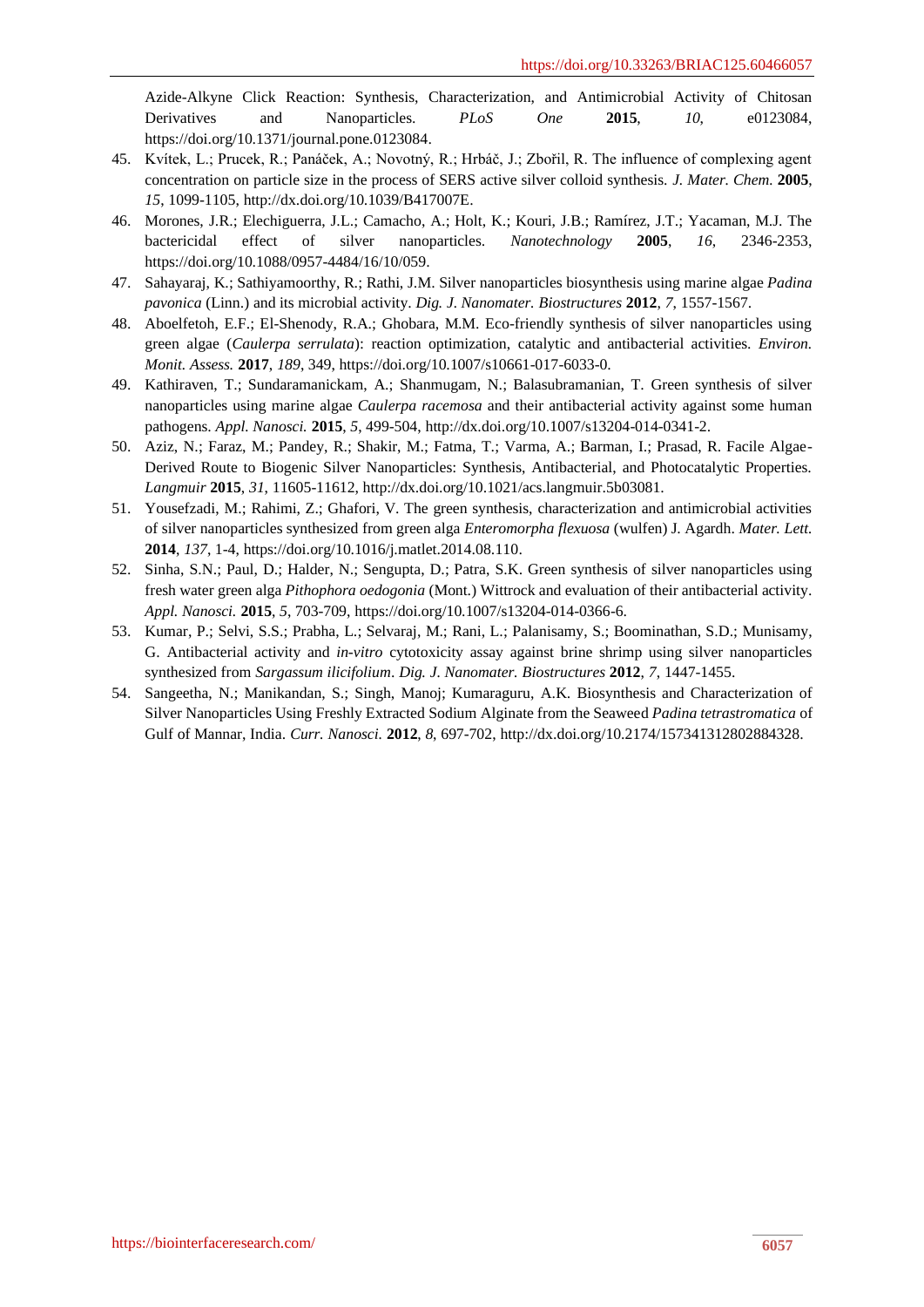Azide-Alkyne Click Reaction: Synthesis, Characterization, and Antimicrobial Activity of Chitosan Derivatives and Nanoparticles. *PLoS One* **2015**, *10*, e0123084, https://doi.org/10.1371/journal.pone.0123084.

45. Kvítek, L.; Prucek, R.; Panáček, A.; Novotný, R.; Hrbáč, J.; Zbořil, R. The influence of complexing agent concentration on particle size in the process of SERS active silver colloid synthesis. *J. Mater. Chem.* **2005**, *15*, 1099-1105, http://dx.doi.org/10.1039/B417007E.
46. Morones, J.R.; Elechiguerra, J.L.; Camacho, A.; Holt, K.; Kouri, J.B.; Ramírez, J.T.; Yacaman, M.J. The bactericidal effect of silver nanoparticles. *Nanotechnology* **2005**, *16*, 2346-2353, https://doi.org/10.1088/0957-4484/16/10/059.
47. Sahayaraj, K.; Sathiyamoorthy, R.; Rathi, J.M. Silver nanoparticles biosynthesis using marine algae *Padina pavonica* (Linn.) and its microbial activity. *Dig. J. Nanomater. Biostructures* **2012**, *7*, 1557-1567.
48. Aboelfetoh, E.F.; El-Shenody, R.A.; Ghobara, M.M. Eco-friendly synthesis of silver nanoparticles using green algae (*Caulerpa serrulata*): reaction optimization, catalytic and antibacterial activities. *Environ. Monit. Assess.* **2017**, *189*, 349, https://doi.org/10.1007/s10661-017-6033-0.
49. Kathiraven, T.; Sundaramanickam, A.; Shanmugam, N.; Balasubramanian, T. Green synthesis of silver nanoparticles using marine algae *Caulerpa racemosa* and their antibacterial activity against some human pathogens. *Appl. Nanosci.* **2015**, *5*, 499-504, http://dx.doi.org/10.1007/s13204-014-0341-2.
50. Aziz, N.; Faraz, M.; Pandey, R.; Shakir, M.; Fatma, T.; Varma, A.; Barman, I.; Prasad, R. Facile Algae-Derived Route to Biogenic Silver Nanoparticles: Synthesis, Antibacterial, and Photocatalytic Properties. *Langmuir* **2015**, *31*, 11605-11612, http://dx.doi.org/10.1021/acs.langmuir.5b03081.
51. Yousefzadi, M.; Rahimi, Z.; Ghafori, V. The green synthesis, characterization and antimicrobial activities of silver nanoparticles synthesized from green alga *Enteromorpha flexuosa* (wulfen) J. Agardh. *Mater. Lett.* **2014**, *137*, 1-4, https://doi.org/10.1016/j.matlet.2014.08.110.
52. Sinha, S.N.; Paul, D.; Halder, N.; Sengupta, D.; Patra, S.K. Green synthesis of silver nanoparticles using fresh water green alga *Pithophora oedogonia* (Mont.) Wittrock and evaluation of their antibacterial activity. *Appl. Nanosci.* **2015**, *5*, 703-709, https://doi.org/10.1007/s13204-014-0366-6.
53. Kumar, P.; Selvi, S.S.; Prabha, L.; Selvaraj, M.; Rani, L.; Palanisamy, S.; Boominathan, S.D.; Munisamy, G. Antibacterial activity and *in-vitro* cytotoxicity assay against brine shrimp using silver nanoparticles synthesized from *Sargassum ilicifolium*. *Dig. J. Nanomater. Biostructures* **2012**, *7*, 1447-1455.
54. Sangeetha, N.; Manikandan, S.; Singh, Manoj; Kumaraguru, A.K. Biosynthesis and Characterization of Silver Nanoparticles Using Freshly Extracted Sodium Alginate from the Seaweed *Padina tetrastromatica* of Gulf of Mannar, India. *Curr. Nanosci.* **2012**, *8*, 697-702, http://dx.doi.org/10.2174/157341312802884328.